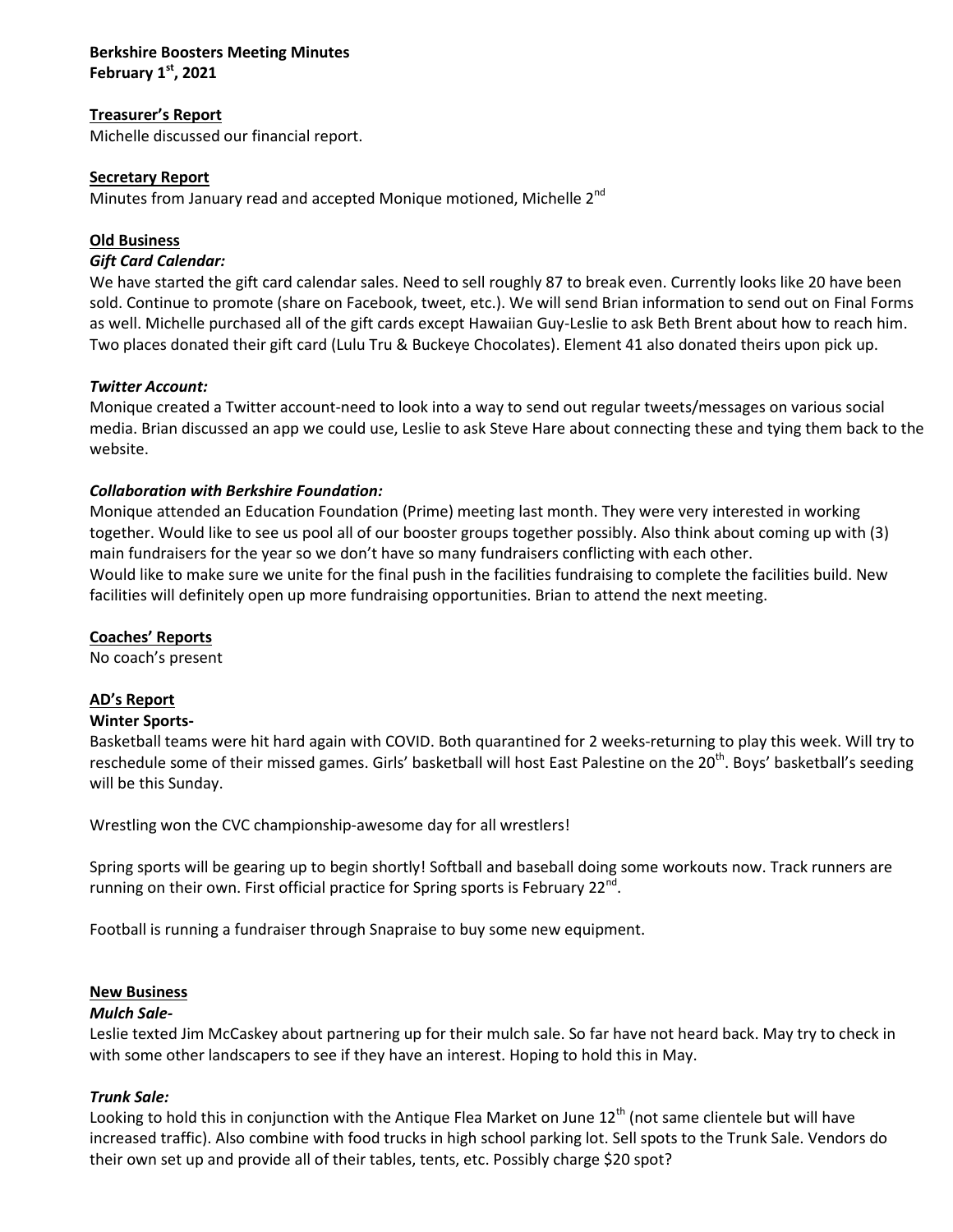**Berkshire Boosters Meeting Minutes**
**February 1st, 2021**

**Treasurer's Report**

Michelle discussed our financial report.

**Secretary Report**

Minutes from January read and accepted Monique motioned, Michelle 2nd

**Old Business**

***Gift Card Calendar:***

We have started the gift card calendar sales. Need to sell roughly 87 to break even. Currently looks like 20 have been sold. Continue to promote (share on Facebook, tweet, etc.). We will send Brian information to send out on Final Forms as well. Michelle purchased all of the gift cards except Hawaiian Guy-Leslie to ask Beth Brent about how to reach him. Two places donated their gift card (Lulu Tru & Buckeye Chocolates). Element 41 also donated theirs upon pick up.

***Twitter Account:***

Monique created a Twitter account-need to look into a way to send out regular tweets/messages on various social media. Brian discussed an app we could use, Leslie to ask Steve Hare about connecting these and tying them back to the website.

***Collaboration with Berkshire Foundation:***

Monique attended an Education Foundation (Prime) meeting last month. They were very interested in working together. Would like to see us pool all of our booster groups together possibly. Also think about coming up with (3) main fundraisers for the year so we don't have so many fundraisers conflicting with each other.
Would like to make sure we unite for the final push in the facilities fundraising to complete the facilities build. New facilities will definitely open up more fundraising opportunities. Brian to attend the next meeting.

**Coaches' Reports**

No coach's present

**AD's Report**

**Winter Sports-**

Basketball teams were hit hard again with COVID. Both quarantined for 2 weeks-returning to play this week. Will try to reschedule some of their missed games. Girls' basketball will host East Palestine on the 20th. Boys' basketball's seeding will be this Sunday.

Wrestling won the CVC championship-awesome day for all wrestlers!

Spring sports will be gearing up to begin shortly! Softball and baseball doing some workouts now. Track runners are running on their own. First official practice for Spring sports is February 22nd.

Football is running a fundraiser through Snapraise to buy some new equipment.

**New Business**

***Mulch Sale-***

Leslie texted Jim McCaskey about partnering up for their mulch sale. So far have not heard back. May try to check in with some other landscapers to see if they have an interest. Hoping to hold this in May.

***Trunk Sale:***

Looking to hold this in conjunction with the Antique Flea Market on June 12th (not same clientele but will have increased traffic). Also combine with food trucks in high school parking lot. Sell spots to the Trunk Sale. Vendors do their own set up and provide all of their tables, tents, etc. Possibly charge $20 spot?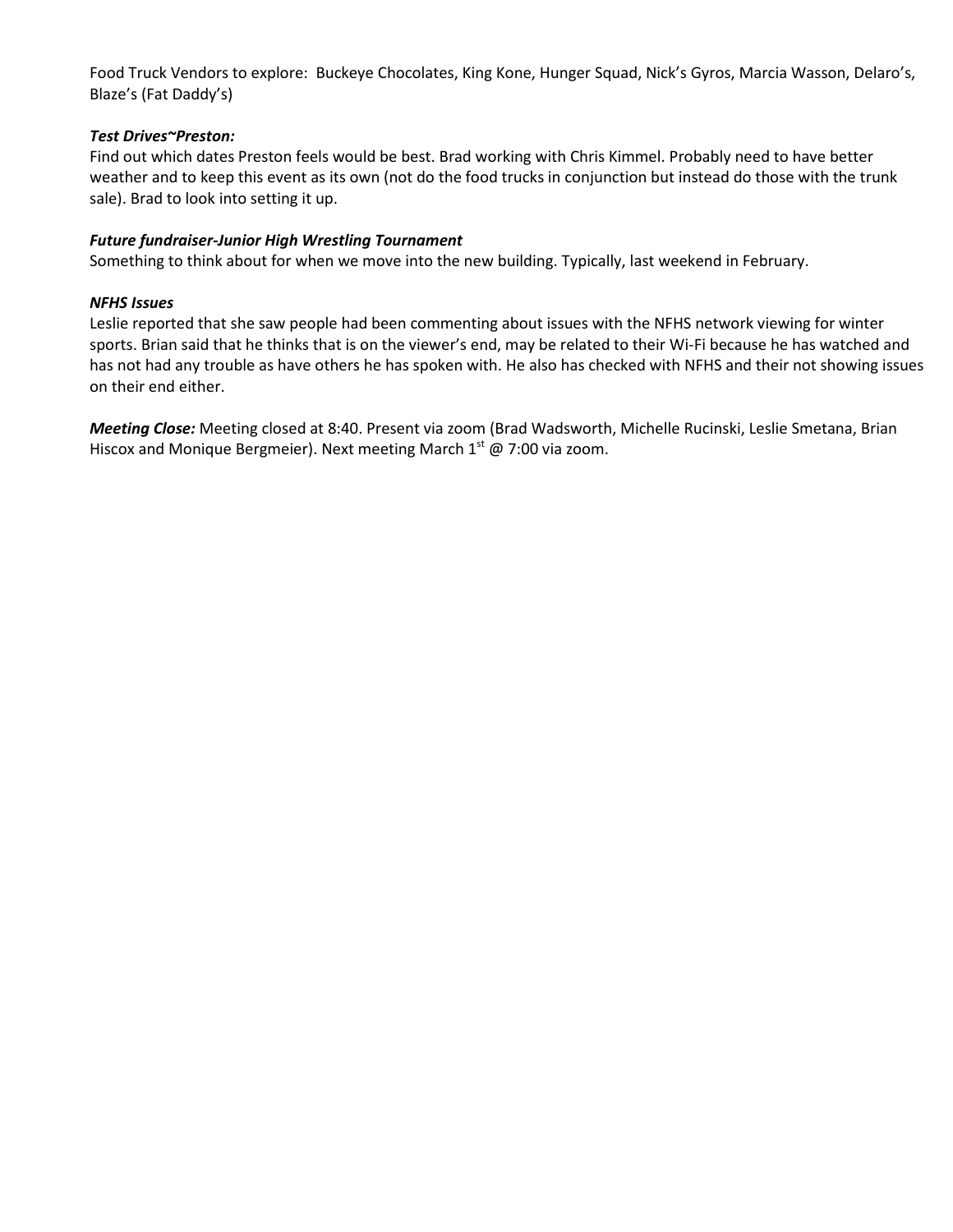Food Truck Vendors to explore: Buckeye Chocolates, King Kone, Hunger Squad, Nick's Gyros, Marcia Wasson, Delaro's, Blaze's (Fat Daddy's)

***Test Drives~Preston:***
Find out which dates Preston feels would be best. Brad working with Chris Kimmel. Probably need to have better weather and to keep this event as its own (not do the food trucks in conjunction but instead do those with the trunk sale). Brad to look into setting it up.

***Future fundraiser-Junior High Wrestling Tournament***
Something to think about for when we move into the new building. Typically, last weekend in February.

***NFHS Issues***
Leslie reported that she saw people had been commenting about issues with the NFHS network viewing for winter sports. Brian said that he thinks that is on the viewer's end, may be related to their Wi-Fi because he has watched and has not had any trouble as have others he has spoken with. He also has checked with NFHS and their not showing issues on their end either.

***Meeting Close:*** Meeting closed at 8:40. Present via zoom (Brad Wadsworth, Michelle Rucinski, Leslie Smetana, Brian Hiscox and Monique Bergmeier). Next meeting March 1st @ 7:00 via zoom.